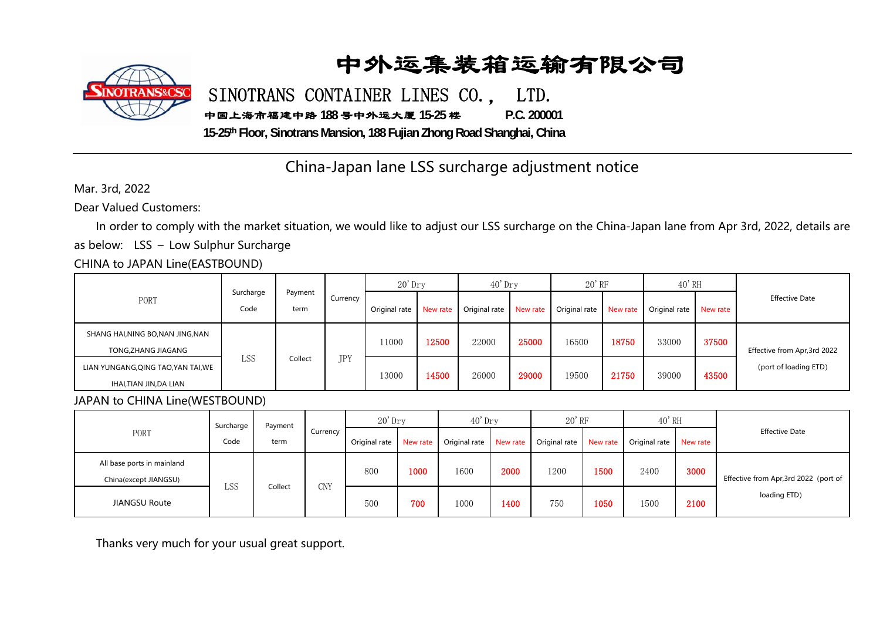# 中外运集装箱运输有限公司

SINOTRANS CONTAINER LINES CO., LTD.

中国上海市福建中路 188 号中外运大厦 15-25 楼 P.C. 200001

15-25th Floor, Sinotrans Mansion, 188 Fujian Zhong Road Shanghai, China

## China-Japan lane LSS surcharge adjustment notice

Mar. 3rd, 2022

Dear Valued Customers:

In order to comply with the market situation, we would like to adjust our LSS surcharge on the China-Japan lane from Apr 3rd, 2022, details are as below: LSS – Low Sulphur Surcharge

CHINA to JAPAN Line(EASTBOUND)

| PORT | Surcharge Code | Payment term | Currency | 20' Dry | | 40' Dry | | 20' RF | | 40' RH | | Effective Date |
|---|---|---|---|---|---|---|---|---|---|---|---|---|
| | | | | Original rate | New rate | Original rate | New rate | Original rate | New rate | Original rate | New rate | |
| SHANG HAI,NING BO,NAN JING,NAN TONG,ZHANG JIAGANG | LSS | Collect | JPY | 11000 | 12500 | 22000 | 25000 | 16500 | 18750 | 33000 | 37500 | Effective from Apr,3rd 2022 (port of loading ETD) |
| LIAN YUNGANG,QING TAO,YAN TAI,WEIHAI,TIAN JIN,DA LIAN | | | | 13000 | 14500 | 26000 | 29000 | 19500 | 21750 | 39000 | 43500 | |

JAPAN to CHINA Line(WESTBOUND)

| PORT | Surcharge Code | Payment term | Currency | 20' Dry | | 40' Dry | | 20' RF | | 40' RH | | Effective Date |
|---|---|---|---|---|---|---|---|---|---|---|---|---|
| | | | | Original rate | New rate | Original rate | New rate | Original rate | New rate | Original rate | New rate | |
| All base ports in mainland China(except JIANGSU) | LSS | Collect | CNY | 800 | 1000 | 1600 | 2000 | 1200 | 1500 | 2400 | 3000 | Effective from Apr,3rd 2022 (port of loading ETD) |
| JIANGSU Route | | | | 500 | 700 | 1000 | 1400 | 750 | 1050 | 1500 | 2100 | |

Thanks very much for your usual great support.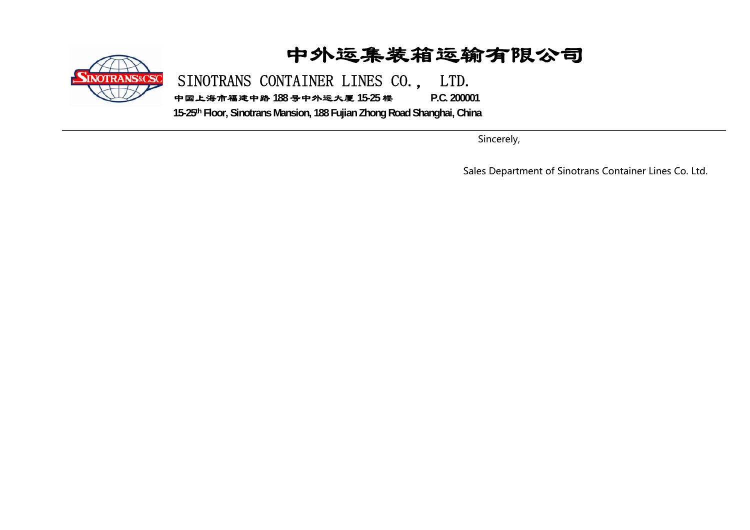# 中外运集装箱运输有限公司

SINOTRANS CONTAINER LINES CO., LTD.

中国上海市福建中路 188 号中外运大厦 15-25 楼 P.C. 200001

15-25th Floor, Sinotrans Mansion, 188 Fujian Zhong Road Shanghai, China

---

Sincerely,

Sales Department of Sinotrans Container Lines Co. Ltd.